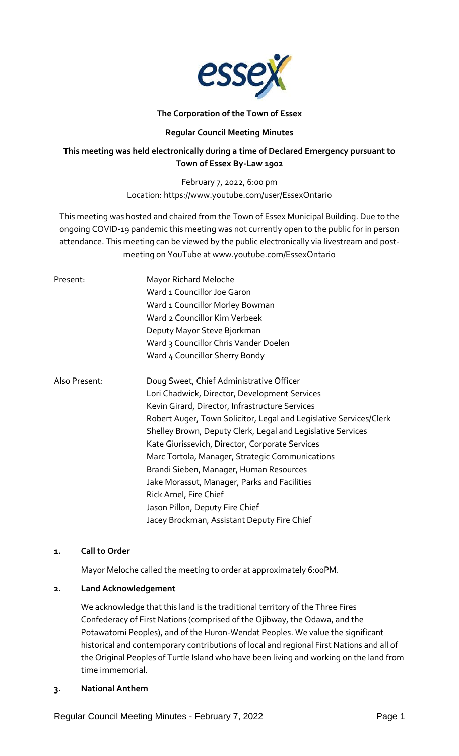**The Corporation of the Town of Essex**

**Regular Council Meeting Minutes**

**This meeting was held electronically during a time of Declared Emergency pursuant to Town of Essex By-Law 1902**

February 7, 2022, 6:00 pm
Location: https://www.youtube.com/user/EssexOntario

This meeting was hosted and chaired from the Town of Essex Municipal Building. Due to the ongoing COVID-19 pandemic this meeting was not currently open to the public for in person attendance. This meeting can be viewed by the public electronically via livestream and post-meeting on YouTube at www.youtube.com/EssexOntario

| | |
|---|---|
| Present: | Mayor Richard Meloche |
| | Ward 1 Councillor Joe Garon |
| | Ward 1 Councillor Morley Bowman |
| | Ward 2 Councillor Kim Verbeek |
| | Deputy Mayor Steve Bjorkman |
| | Ward 3 Councillor Chris Vander Doelen |
| | Ward 4 Councillor Sherry Bondy |
| Also Present: | Doug Sweet, Chief Administrative Officer |
| | Lori Chadwick, Director, Development Services |
| | Kevin Girard, Director, Infrastructure Services |
| | Robert Auger, Town Solicitor, Legal and Legislative Services/Clerk |
| | Shelley Brown, Deputy Clerk, Legal and Legislative Services |
| | Kate Giurissevich, Director, Corporate Services |
| | Marc Tortola, Manager, Strategic Communications |
| | Brandi Sieben, Manager, Human Resources |
| | Jake Morassut, Manager, Parks and Facilities |
| | Rick Arnel, Fire Chief |
| | Jason Pillon, Deputy Fire Chief |
| | Jacey Brockman, Assistant Deputy Fire Chief |

## 1. Call to Order

Mayor Meloche called the meeting to order at approximately 6:00PM.

## 2. Land Acknowledgement

We acknowledge that this land is the traditional territory of the Three Fires Confederacy of First Nations (comprised of the Ojibway, the Odawa, and the Potawatomi Peoples), and of the Huron-Wendat Peoples. We value the significant historical and contemporary contributions of local and regional First Nations and all of the Original Peoples of Turtle Island who have been living and working on the land from time immemorial.

## 3. National Anthem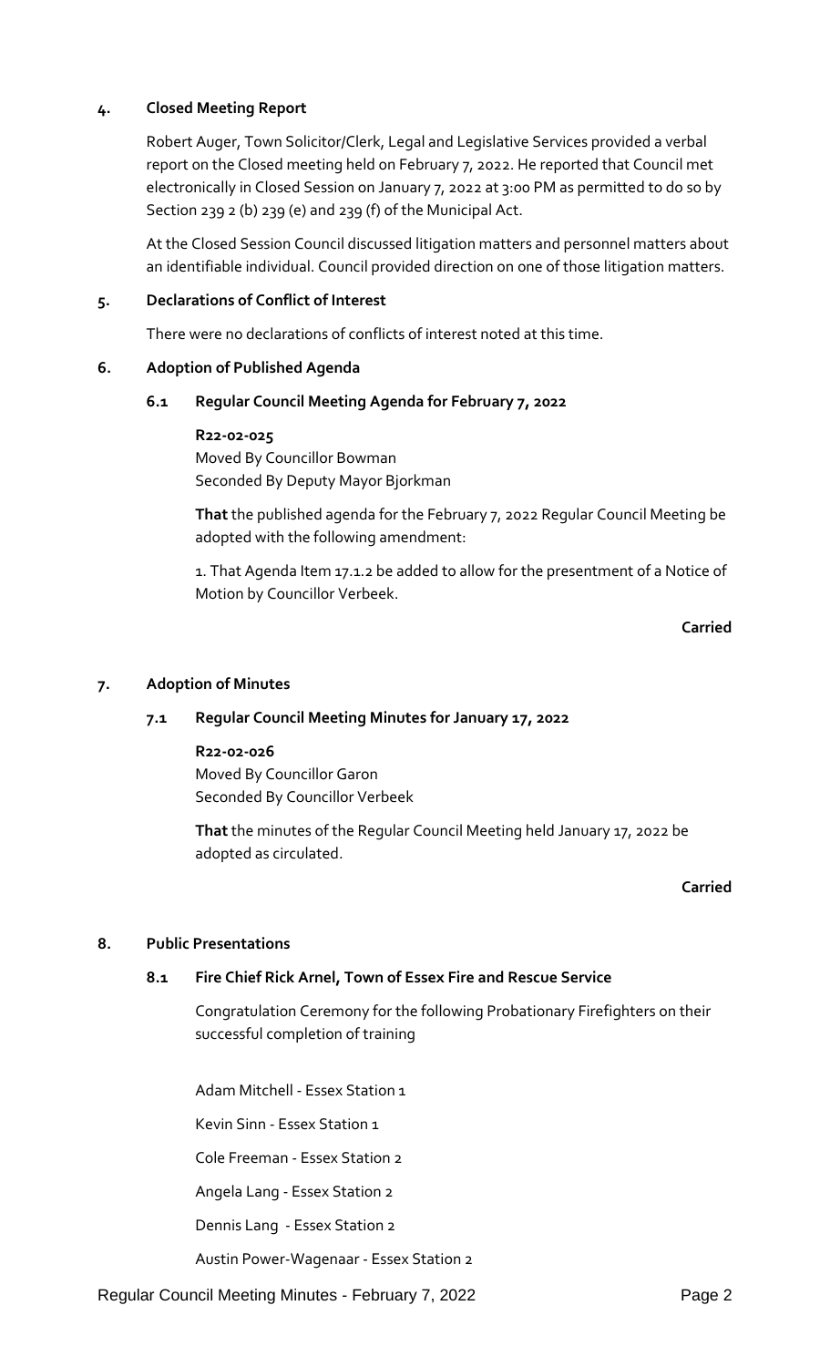## 4. Closed Meeting Report

Robert Auger, Town Solicitor/Clerk, Legal and Legislative Services provided a verbal report on the Closed meeting held on February 7, 2022. He reported that Council met electronically in Closed Session on January 7, 2022 at 3:00 PM as permitted to do so by Section 239 2 (b) 239 (e) and 239 (f) of the Municipal Act.

At the Closed Session Council discussed litigation matters and personnel matters about an identifiable individual. Council provided direction on one of those litigation matters.

## 5. Declarations of Conflict of Interest

There were no declarations of conflicts of interest noted at this time.

## 6. Adoption of Published Agenda

### 6.1 Regular Council Meeting Agenda for February 7, 2022

**R22-02-025**
Moved By Councillor Bowman
Seconded By Deputy Mayor Bjorkman

**That** the published agenda for the February 7, 2022 Regular Council Meeting be adopted with the following amendment:

1. That Agenda Item 17.1.2 be added to allow for the presentment of a Notice of Motion by Councillor Verbeek.

**Carried**

## 7. Adoption of Minutes

### 7.1 Regular Council Meeting Minutes for January 17, 2022

**R22-02-026**
Moved By Councillor Garon
Seconded By Councillor Verbeek

**That** the minutes of the Regular Council Meeting held January 17, 2022 be adopted as circulated.

**Carried**

## 8. Public Presentations

### 8.1 Fire Chief Rick Arnel, Town of Essex Fire and Rescue Service

Congratulation Ceremony for the following Probationary Firefighters on their successful completion of training

Adam Mitchell - Essex Station 1

Kevin Sinn - Essex Station 1

Cole Freeman - Essex Station 2

Angela Lang - Essex Station 2

Dennis Lang - Essex Station 2

Austin Power-Wagenaar - Essex Station 2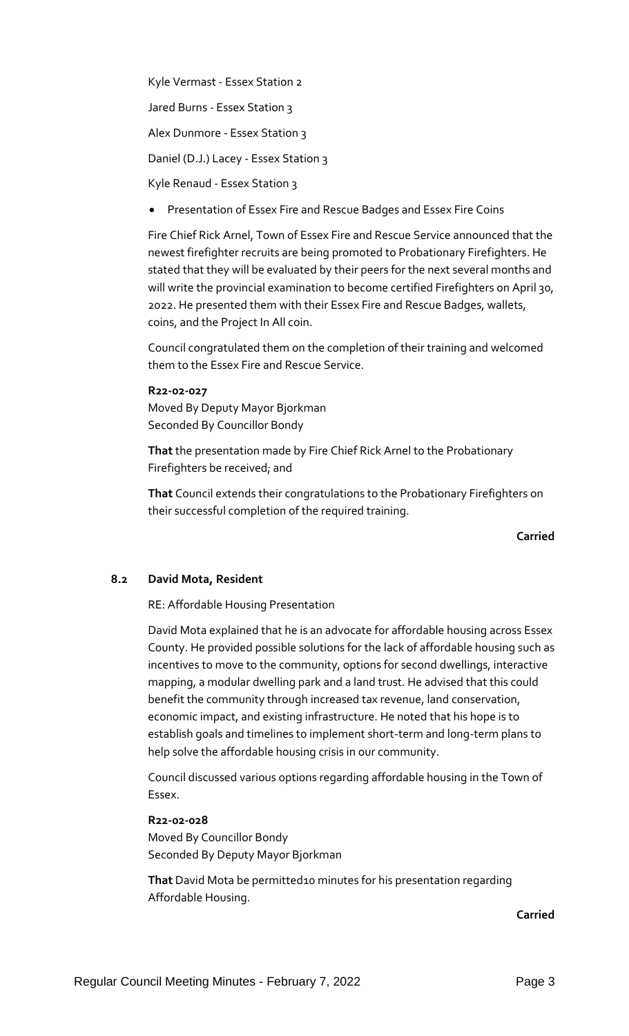Kyle Vermast - Essex Station 2

Jared Burns - Essex Station 3

Alex Dunmore - Essex Station 3

Daniel (D.J.) Lacey - Essex Station 3

Kyle Renaud - Essex Station 3

- Presentation of Essex Fire and Rescue Badges and Essex Fire Coins

Fire Chief Rick Arnel, Town of Essex Fire and Rescue Service announced that the newest firefighter recruits are being promoted to Probationary Firefighters. He stated that they will be evaluated by their peers for the next several months and will write the provincial examination to become certified Firefighters on April 30, 2022. He presented them with their Essex Fire and Rescue Badges, wallets, coins, and the Project In All coin.

Council congratulated them on the completion of their training and welcomed them to the Essex Fire and Rescue Service.

**R22-02-027**
Moved By Deputy Mayor Bjorkman
Seconded By Councillor Bondy

**That** the presentation made by Fire Chief Rick Arnel to the Probationary Firefighters be received; and

**That** Council extends their congratulations to the Probationary Firefighters on their successful completion of the required training.

**Carried**

### 8.2 David Mota, Resident

RE: Affordable Housing Presentation

David Mota explained that he is an advocate for affordable housing across Essex County. He provided possible solutions for the lack of affordable housing such as incentives to move to the community, options for second dwellings, interactive mapping, a modular dwelling park and a land trust. He advised that this could benefit the community through increased tax revenue, land conservation, economic impact, and existing infrastructure. He noted that his hope is to establish goals and timelines to implement short-term and long-term plans to help solve the affordable housing crisis in our community.

Council discussed various options regarding affordable housing in the Town of Essex.

**R22-02-028**
Moved By Councillor Bondy
Seconded By Deputy Mayor Bjorkman

**That** David Mota be permitted10 minutes for his presentation regarding Affordable Housing.

**Carried**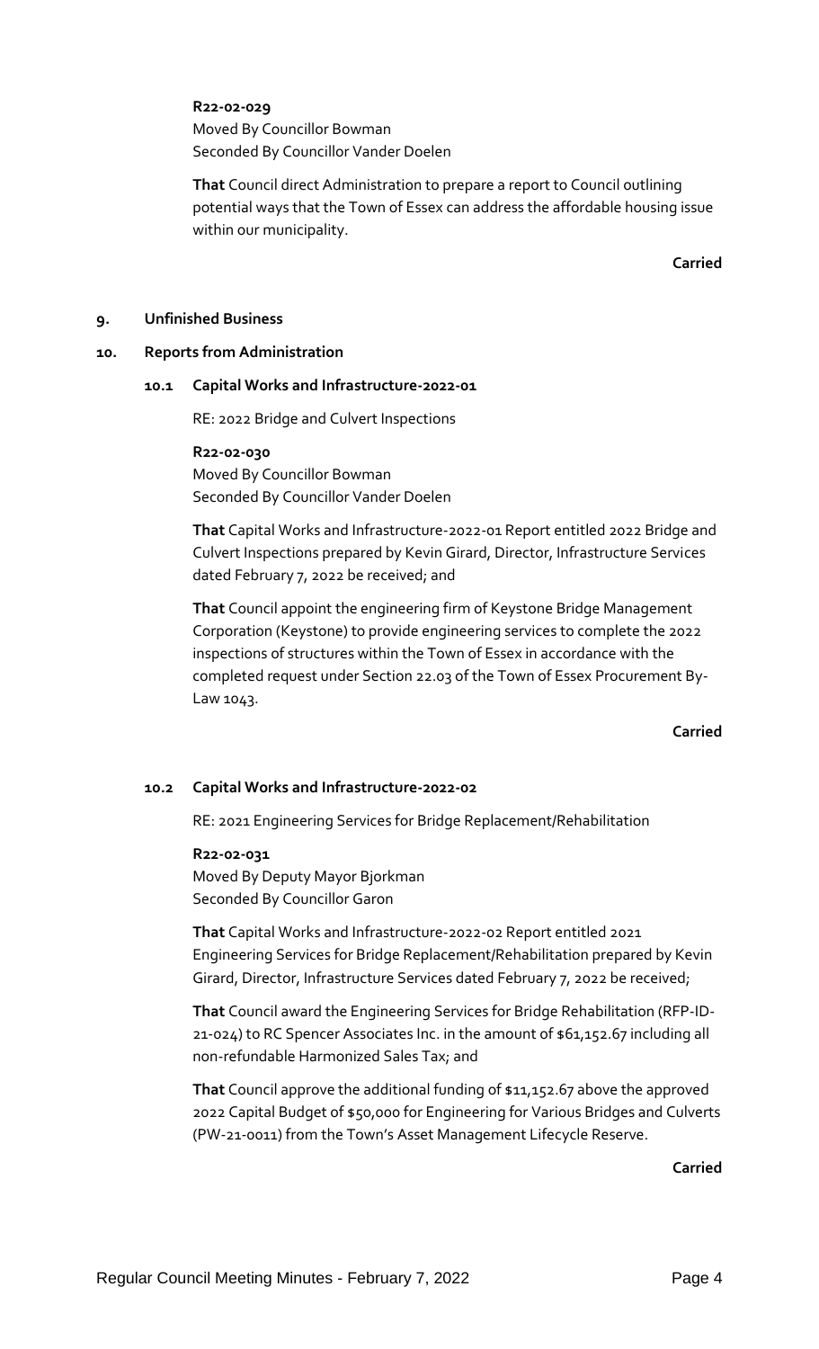**R22-02-029**
Moved By Councillor Bowman
Seconded By Councillor Vander Doelen

**That** Council direct Administration to prepare a report to Council outlining potential ways that the Town of Essex can address the affordable housing issue within our municipality.

**Carried**

## 9. Unfinished Business

## 10. Reports from Administration

### 10.1 Capital Works and Infrastructure-2022-01

RE: 2022 Bridge and Culvert Inspections

**R22-02-030**
Moved By Councillor Bowman
Seconded By Councillor Vander Doelen

**That** Capital Works and Infrastructure-2022-01 Report entitled 2022 Bridge and Culvert Inspections prepared by Kevin Girard, Director, Infrastructure Services dated February 7, 2022 be received; and

**That** Council appoint the engineering firm of Keystone Bridge Management Corporation (Keystone) to provide engineering services to complete the 2022 inspections of structures within the Town of Essex in accordance with the completed request under Section 22.03 of the Town of Essex Procurement By-Law 1043.

**Carried**

### 10.2 Capital Works and Infrastructure-2022-02

RE: 2021 Engineering Services for Bridge Replacement/Rehabilitation

**R22-02-031**
Moved By Deputy Mayor Bjorkman
Seconded By Councillor Garon

**That** Capital Works and Infrastructure-2022-02 Report entitled 2021 Engineering Services for Bridge Replacement/Rehabilitation prepared by Kevin Girard, Director, Infrastructure Services dated February 7, 2022 be received;

**That** Council award the Engineering Services for Bridge Rehabilitation (RFP-ID-21-024) to RC Spencer Associates Inc. in the amount of $61,152.67 including all non-refundable Harmonized Sales Tax; and

**That** Council approve the additional funding of $11,152.67 above the approved 2022 Capital Budget of $50,000 for Engineering for Various Bridges and Culverts (PW-21-0011) from the Town's Asset Management Lifecycle Reserve.

**Carried**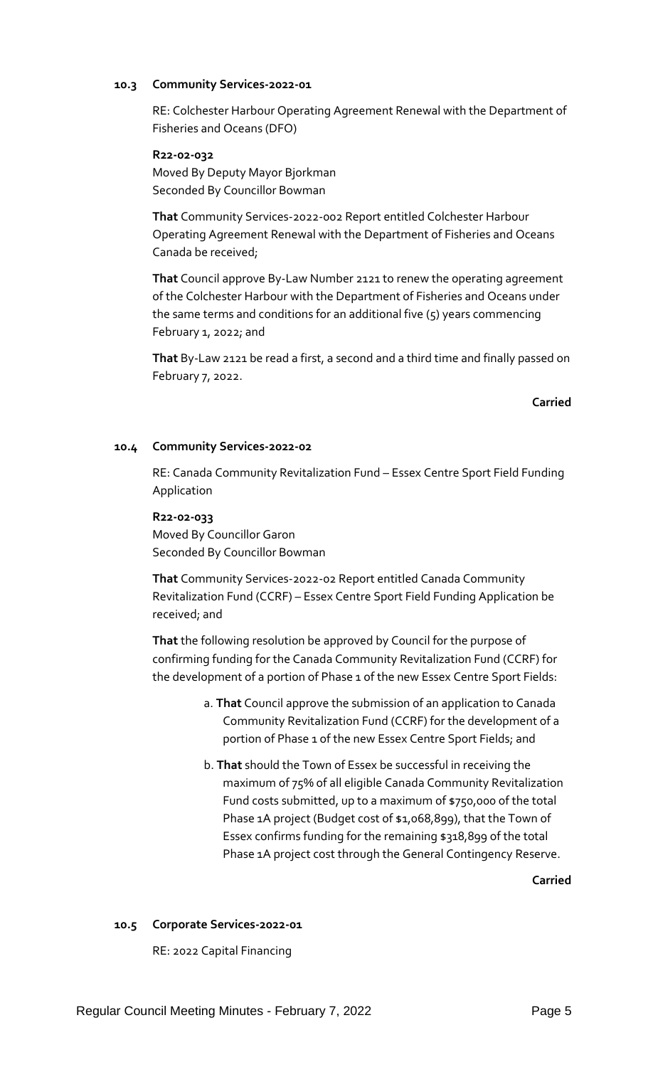#### 10.3 Community Services-2022-01

RE: Colchester Harbour Operating Agreement Renewal with the Department of Fisheries and Oceans (DFO)

**R22-02-032**
Moved By Deputy Mayor Bjorkman
Seconded By Councillor Bowman

**That** Community Services-2022-002 Report entitled Colchester Harbour Operating Agreement Renewal with the Department of Fisheries and Oceans Canada be received;

**That** Council approve By-Law Number 2121 to renew the operating agreement of the Colchester Harbour with the Department of Fisheries and Oceans under the same terms and conditions for an additional five (5) years commencing February 1, 2022; and

**That** By-Law 2121 be read a first, a second and a third time and finally passed on February 7, 2022.

**Carried**

#### 10.4 Community Services-2022-02

RE: Canada Community Revitalization Fund – Essex Centre Sport Field Funding Application

**R22-02-033**
Moved By Councillor Garon
Seconded By Councillor Bowman

**That** Community Services-2022-02 Report entitled Canada Community Revitalization Fund (CCRF) – Essex Centre Sport Field Funding Application be received; and

**That** the following resolution be approved by Council for the purpose of confirming funding for the Canada Community Revitalization Fund (CCRF) for the development of a portion of Phase 1 of the new Essex Centre Sport Fields:

a. **That** Council approve the submission of an application to Canada Community Revitalization Fund (CCRF) for the development of a portion of Phase 1 of the new Essex Centre Sport Fields; and

b. **That** should the Town of Essex be successful in receiving the maximum of 75% of all eligible Canada Community Revitalization Fund costs submitted, up to a maximum of $750,000 of the total Phase 1A project (Budget cost of $1,068,899), that the Town of Essex confirms funding for the remaining $318,899 of the total Phase 1A project cost through the General Contingency Reserve.

**Carried**

#### 10.5 Corporate Services-2022-01

RE: 2022 Capital Financing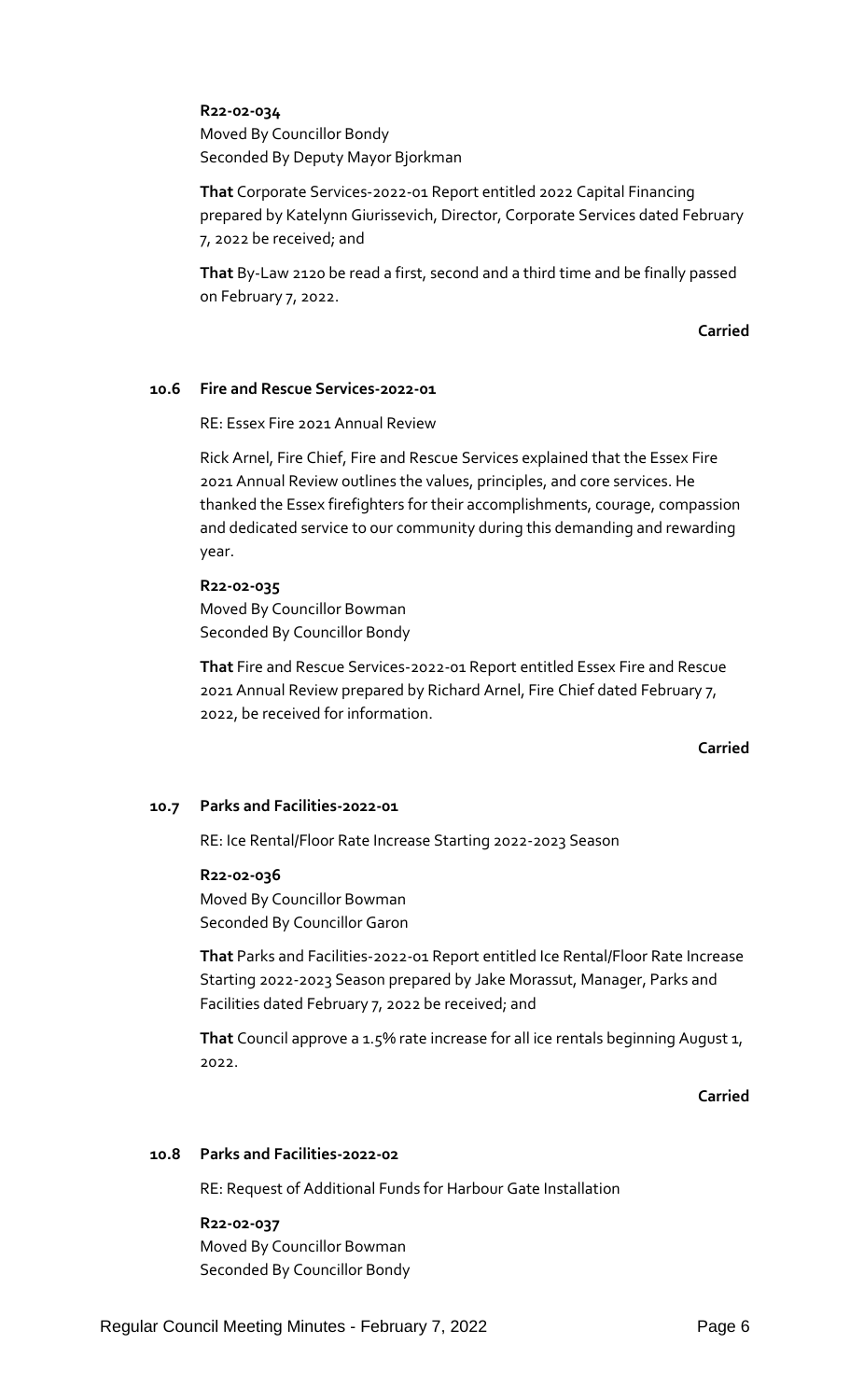**R22-02-034**
Moved By Councillor Bondy
Seconded By Deputy Mayor Bjorkman

**That** Corporate Services-2022-01 Report entitled 2022 Capital Financing prepared by Katelynn Giurissevich, Director, Corporate Services dated February 7, 2022 be received; and

**That** By-Law 2120 be read a first, second and a third time and be finally passed on February 7, 2022.

**Carried**

### 10.6 Fire and Rescue Services-2022-01

RE: Essex Fire 2021 Annual Review

Rick Arnel, Fire Chief, Fire and Rescue Services explained that the Essex Fire 2021 Annual Review outlines the values, principles, and core services. He thanked the Essex firefighters for their accomplishments, courage, compassion and dedicated service to our community during this demanding and rewarding year.

**R22-02-035**
Moved By Councillor Bowman
Seconded By Councillor Bondy

**That** Fire and Rescue Services-2022-01 Report entitled Essex Fire and Rescue 2021 Annual Review prepared by Richard Arnel, Fire Chief dated February 7, 2022, be received for information.

**Carried**

### 10.7 Parks and Facilities-2022-01

RE: Ice Rental/Floor Rate Increase Starting 2022-2023 Season

**R22-02-036**
Moved By Councillor Bowman
Seconded By Councillor Garon

**That** Parks and Facilities-2022-01 Report entitled Ice Rental/Floor Rate Increase Starting 2022-2023 Season prepared by Jake Morassut, Manager, Parks and Facilities dated February 7, 2022 be received; and

**That** Council approve a 1.5% rate increase for all ice rentals beginning August 1, 2022.

**Carried**

### 10.8 Parks and Facilities-2022-02

RE: Request of Additional Funds for Harbour Gate Installation

**R22-02-037**
Moved By Councillor Bowman
Seconded By Councillor Bondy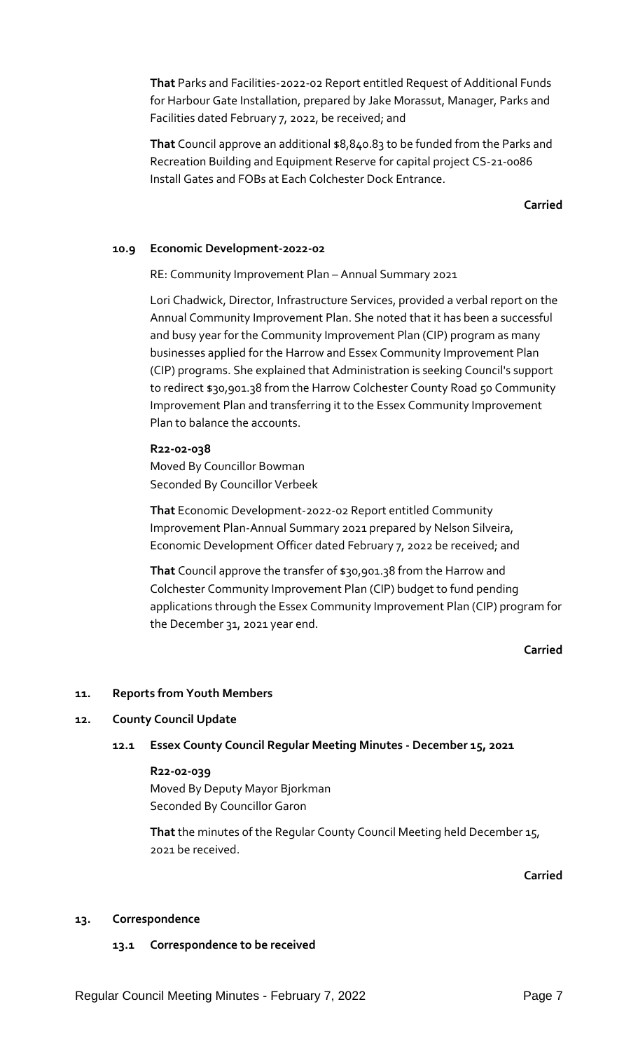**That** Parks and Facilities-2022-02 Report entitled Request of Additional Funds for Harbour Gate Installation, prepared by Jake Morassut, Manager, Parks and Facilities dated February 7, 2022, be received; and

**That** Council approve an additional $8,840.83 to be funded from the Parks and Recreation Building and Equipment Reserve for capital project CS-21-0086 Install Gates and FOBs at Each Colchester Dock Entrance.

**Carried**

### 10.9 Economic Development-2022-02

RE: Community Improvement Plan – Annual Summary 2021

Lori Chadwick, Director, Infrastructure Services, provided a verbal report on the Annual Community Improvement Plan. She noted that it has been a successful and busy year for the Community Improvement Plan (CIP) program as many businesses applied for the Harrow and Essex Community Improvement Plan (CIP) programs. She explained that Administration is seeking Council's support to redirect $30,901.38 from the Harrow Colchester County Road 50 Community Improvement Plan and transferring it to the Essex Community Improvement Plan to balance the accounts.

**R22-02-038**
Moved By Councillor Bowman
Seconded By Councillor Verbeek

**That** Economic Development-2022-02 Report entitled Community Improvement Plan-Annual Summary 2021 prepared by Nelson Silveira, Economic Development Officer dated February 7, 2022 be received; and

**That** Council approve the transfer of $30,901.38 from the Harrow and Colchester Community Improvement Plan (CIP) budget to fund pending applications through the Essex Community Improvement Plan (CIP) program for the December 31, 2021 year end.

**Carried**

## 11. Reports from Youth Members

## 12. County Council Update

### 12.1 Essex County Council Regular Meeting Minutes - December 15, 2021

**R22-02-039**
Moved By Deputy Mayor Bjorkman
Seconded By Councillor Garon

**That** the minutes of the Regular County Council Meeting held December 15, 2021 be received.

**Carried**

## 13. Correspondence

### 13.1 Correspondence to be received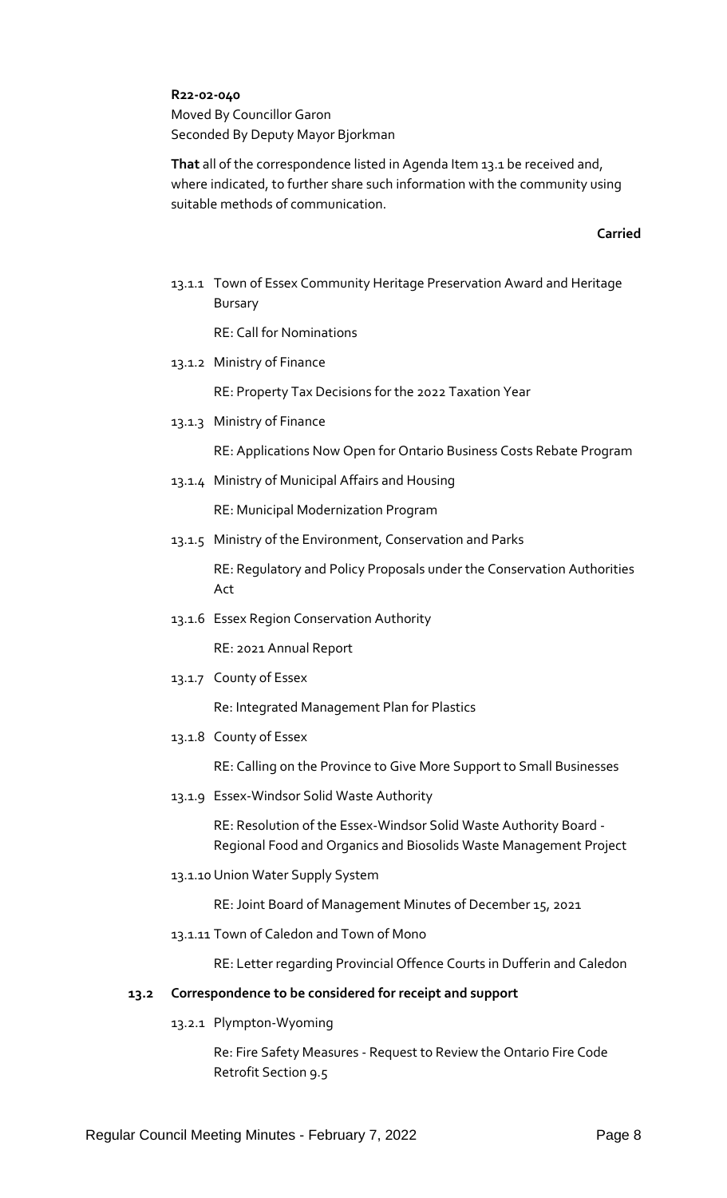**R22-02-040**
Moved By Councillor Garon
Seconded By Deputy Mayor Bjorkman

**That** all of the correspondence listed in Agenda Item 13.1 be received and, where indicated, to further share such information with the community using suitable methods of communication.

**Carried**

13.1.1 Town of Essex Community Heritage Preservation Award and Heritage Bursary

RE: Call for Nominations

13.1.2 Ministry of Finance

RE: Property Tax Decisions for the 2022 Taxation Year

13.1.3 Ministry of Finance

RE: Applications Now Open for Ontario Business Costs Rebate Program

13.1.4 Ministry of Municipal Affairs and Housing

RE: Municipal Modernization Program

13.1.5 Ministry of the Environment, Conservation and Parks

RE: Regulatory and Policy Proposals under the Conservation Authorities Act

13.1.6 Essex Region Conservation Authority

RE: 2021 Annual Report

13.1.7 County of Essex

Re: Integrated Management Plan for Plastics

13.1.8 County of Essex

RE: Calling on the Province to Give More Support to Small Businesses

13.1.9 Essex-Windsor Solid Waste Authority

RE: Resolution of the Essex-Windsor Solid Waste Authority Board - Regional Food and Organics and Biosolids Waste Management Project

13.1.10 Union Water Supply System

RE: Joint Board of Management Minutes of December 15, 2021

13.1.11 Town of Caledon and Town of Mono

RE: Letter regarding Provincial Offence Courts in Dufferin and Caledon

### 13.2 Correspondence to be considered for receipt and support

13.2.1 Plympton-Wyoming

Re: Fire Safety Measures - Request to Review the Ontario Fire Code Retrofit Section 9.5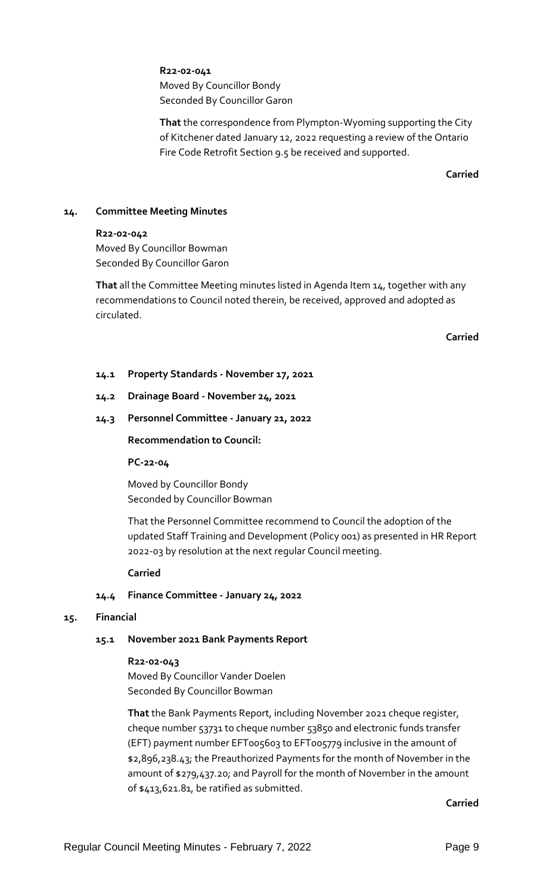**R22-02-041**
Moved By Councillor Bondy
Seconded By Councillor Garon

**That** the correspondence from Plympton-Wyoming supporting the City of Kitchener dated January 12, 2022 requesting a review of the Ontario Fire Code Retrofit Section 9.5 be received and supported.

**Carried**

## 14. Committee Meeting Minutes

**R22-02-042**
Moved By Councillor Bowman
Seconded By Councillor Garon

**That** all the Committee Meeting minutes listed in Agenda Item 14, together with any recommendations to Council noted therein, be received, approved and adopted as circulated.

**Carried**

### 14.1 Property Standards - November 17, 2021

### 14.2 Drainage Board - November 24, 2021

### 14.3 Personnel Committee - January 21, 2022

**Recommendation to Council:**

**PC-22-04**

Moved by Councillor Bondy
Seconded by Councillor Bowman

That the Personnel Committee recommend to Council the adoption of the updated Staff Training and Development (Policy 001) as presented in HR Report 2022-03 by resolution at the next regular Council meeting.

**Carried**

### 14.4 Finance Committee - January 24, 2022

## 15. Financial

### 15.1 November 2021 Bank Payments Report

**R22-02-043**
Moved By Councillor Vander Doelen
Seconded By Councillor Bowman

**That** the Bank Payments Report, including November 2021 cheque register, cheque number 53731 to cheque number 53850 and electronic funds transfer (EFT) payment number EFT005603 to EFT005779 inclusive in the amount of $2,896,238.43; the Preauthorized Payments for the month of November in the amount of $279,437.20; and Payroll for the month of November in the amount of $413,621.81, be ratified as submitted.

**Carried**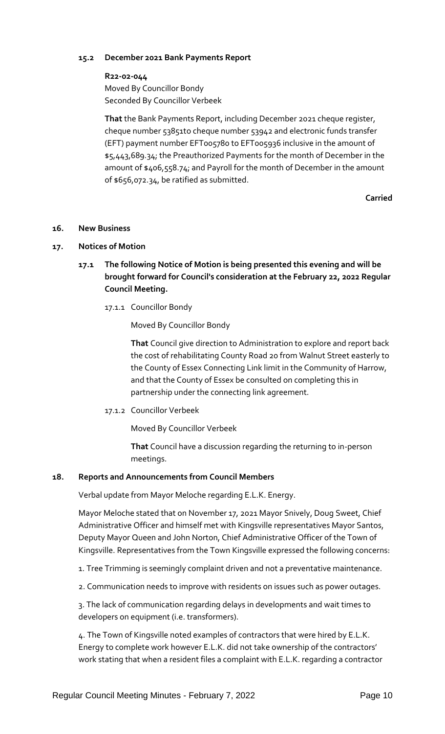### 15.2 December 2021 Bank Payments Report

**R22-02-044**
Moved By Councillor Bondy
Seconded By Councillor Verbeek

**That** the Bank Payments Report, including December 2021 cheque register, cheque number 53851to cheque number 53942 and electronic funds transfer (EFT) payment number EFT005780 to EFT005936 inclusive in the amount of $5,443,689.34; the Preauthorized Payments for the month of December in the amount of $406,558.74; and Payroll for the month of December in the amount of $656,072.34, be ratified as submitted.

**Carried**

## 16. New Business

## 17. Notices of Motion

### 17.1 The following Notice of Motion is being presented this evening and will be brought forward for Council's consideration at the February 22, 2022 Regular Council Meeting.

17.1.1 Councillor Bondy

Moved By Councillor Bondy

**That** Council give direction to Administration to explore and report back the cost of rehabilitating County Road 20 from Walnut Street easterly to the County of Essex Connecting Link limit in the Community of Harrow, and that the County of Essex be consulted on completing this in partnership under the connecting link agreement.

17.1.2 Councillor Verbeek

Moved By Councillor Verbeek

**That** Council have a discussion regarding the returning to in-person meetings.

## 18. Reports and Announcements from Council Members

Verbal update from Mayor Meloche regarding E.L.K. Energy.

Mayor Meloche stated that on November 17, 2021 Mayor Snively, Doug Sweet, Chief Administrative Officer and himself met with Kingsville representatives Mayor Santos, Deputy Mayor Queen and John Norton, Chief Administrative Officer of the Town of Kingsville. Representatives from the Town Kingsville expressed the following concerns:

1. Tree Trimming is seemingly complaint driven and not a preventative maintenance.

2. Communication needs to improve with residents on issues such as power outages.

3. The lack of communication regarding delays in developments and wait times to developers on equipment (i.e. transformers).

4. The Town of Kingsville noted examples of contractors that were hired by E.L.K. Energy to complete work however E.L.K. did not take ownership of the contractors' work stating that when a resident files a complaint with E.L.K. regarding a contractor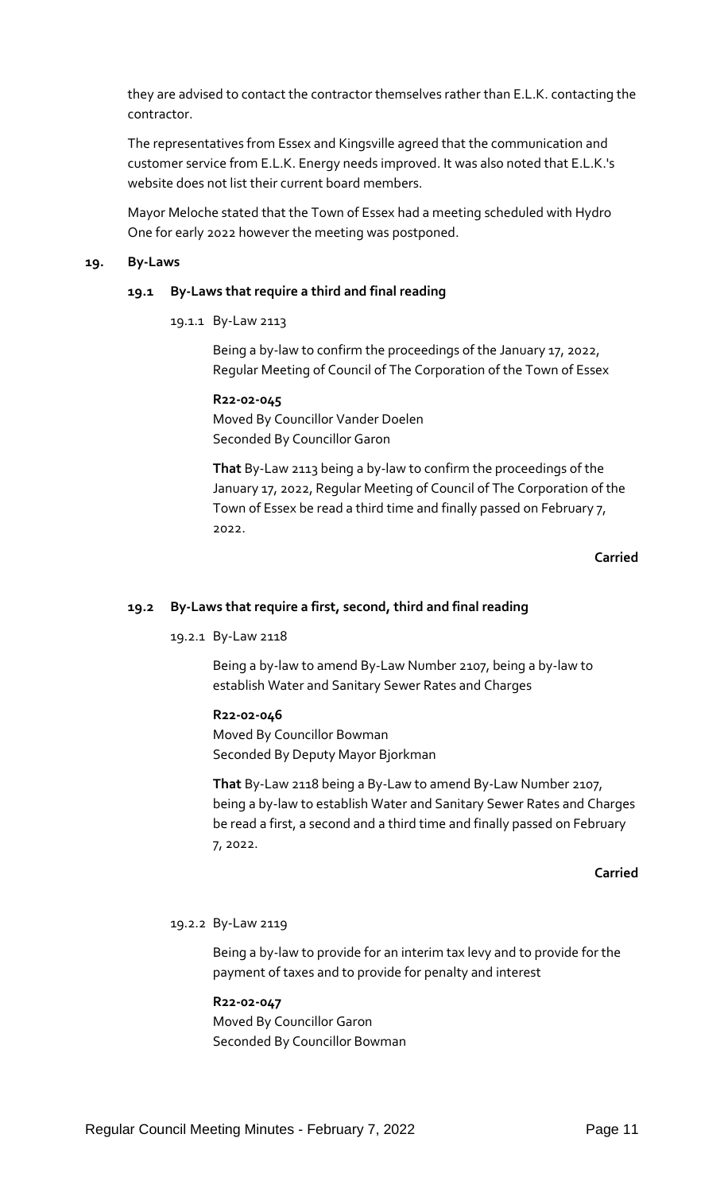they are advised to contact the contractor themselves rather than E.L.K. contacting the contractor.

The representatives from Essex and Kingsville agreed that the communication and customer service from E.L.K. Energy needs improved. It was also noted that E.L.K.'s website does not list their current board members.

Mayor Meloche stated that the Town of Essex had a meeting scheduled with Hydro One for early 2022 however the meeting was postponed.

## 19. By-Laws

### 19.1 By-Laws that require a third and final reading

#### 19.1.1 By-Law 2113

Being a by-law to confirm the proceedings of the January 17, 2022, Regular Meeting of Council of The Corporation of the Town of Essex

**R22-02-045**
Moved By Councillor Vander Doelen
Seconded By Councillor Garon

**That** By-Law 2113 being a by-law to confirm the proceedings of the January 17, 2022, Regular Meeting of Council of The Corporation of the Town of Essex be read a third time and finally passed on February 7, 2022.

**Carried**

### 19.2 By-Laws that require a first, second, third and final reading

#### 19.2.1 By-Law 2118

Being a by-law to amend By-Law Number 2107, being a by-law to establish Water and Sanitary Sewer Rates and Charges

**R22-02-046**
Moved By Councillor Bowman
Seconded By Deputy Mayor Bjorkman

**That** By-Law 2118 being a By-Law to amend By-Law Number 2107, being a by-law to establish Water and Sanitary Sewer Rates and Charges be read a first, a second and a third time and finally passed on February 7, 2022.

**Carried**

#### 19.2.2 By-Law 2119

Being a by-law to provide for an interim tax levy and to provide for the payment of taxes and to provide for penalty and interest

**R22-02-047**
Moved By Councillor Garon
Seconded By Councillor Bowman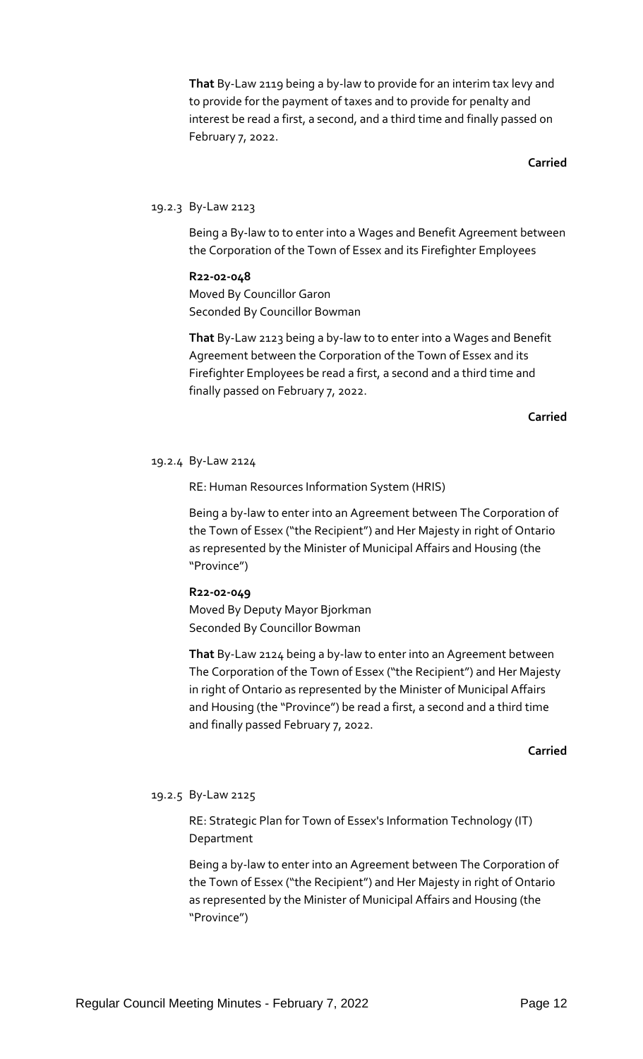**That** By-Law 2119 being a by-law to provide for an interim tax levy and to provide for the payment of taxes and to provide for penalty and interest be read a first, a second, and a third time and finally passed on February 7, 2022.

**Carried**

19.2.3 By-Law 2123

Being a By-law to to enter into a Wages and Benefit Agreement between the Corporation of the Town of Essex and its Firefighter Employees

**R22-02-048**
Moved By Councillor Garon
Seconded By Councillor Bowman

**That** By-Law 2123 being a by-law to to enter into a Wages and Benefit Agreement between the Corporation of the Town of Essex and its Firefighter Employees be read a first, a second and a third time and finally passed on February 7, 2022.

**Carried**

19.2.4 By-Law 2124

RE: Human Resources Information System (HRIS)

Being a by-law to enter into an Agreement between The Corporation of the Town of Essex ("the Recipient") and Her Majesty in right of Ontario as represented by the Minister of Municipal Affairs and Housing (the "Province")

**R22-02-049**
Moved By Deputy Mayor Bjorkman
Seconded By Councillor Bowman

**That** By-Law 2124 being a by-law to enter into an Agreement between The Corporation of the Town of Essex ("the Recipient") and Her Majesty in right of Ontario as represented by the Minister of Municipal Affairs and Housing (the "Province") be read a first, a second and a third time and finally passed February 7, 2022.

**Carried**

19.2.5 By-Law 2125

RE: Strategic Plan for Town of Essex's Information Technology (IT) Department

Being a by-law to enter into an Agreement between The Corporation of the Town of Essex ("the Recipient") and Her Majesty in right of Ontario as represented by the Minister of Municipal Affairs and Housing (the "Province")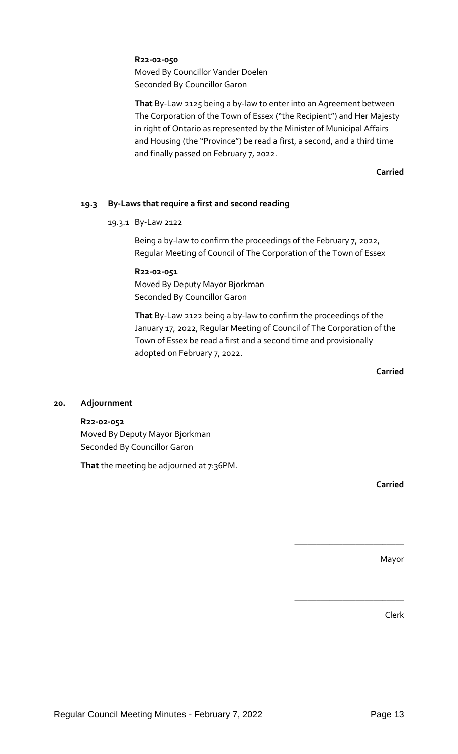**R22-02-050**
Moved By Councillor Vander Doelen
Seconded By Councillor Garon

**That** By-Law 2125 being a by-law to enter into an Agreement between The Corporation of the Town of Essex ("the Recipient") and Her Majesty in right of Ontario as represented by the Minister of Municipal Affairs and Housing (the "Province") be read a first, a second, and a third time and finally passed on February 7, 2022.

**Carried**

### 19.3 By-Laws that require a first and second reading

19.3.1 By-Law 2122

Being a by-law to confirm the proceedings of the February 7, 2022, Regular Meeting of Council of The Corporation of the Town of Essex

**R22-02-051**
Moved By Deputy Mayor Bjorkman
Seconded By Councillor Garon

**That** By-Law 2122 being a by-law to confirm the proceedings of the January 17, 2022, Regular Meeting of Council of The Corporation of the Town of Essex be read a first and a second time and provisionally adopted on February 7, 2022.

**Carried**

## 20. Adjournment

**R22-02-052**
Moved By Deputy Mayor Bjorkman
Seconded By Councillor Garon

**That** the meeting be adjourned at 7:36PM.

**Carried**

\_\_\_\_\_\_\_\_\_\_\_\_\_\_\_\_\_\_\_\_\_\_\_\_

Mayor

\_\_\_\_\_\_\_\_\_\_\_\_\_\_\_\_\_\_\_\_\_\_\_\_

Clerk